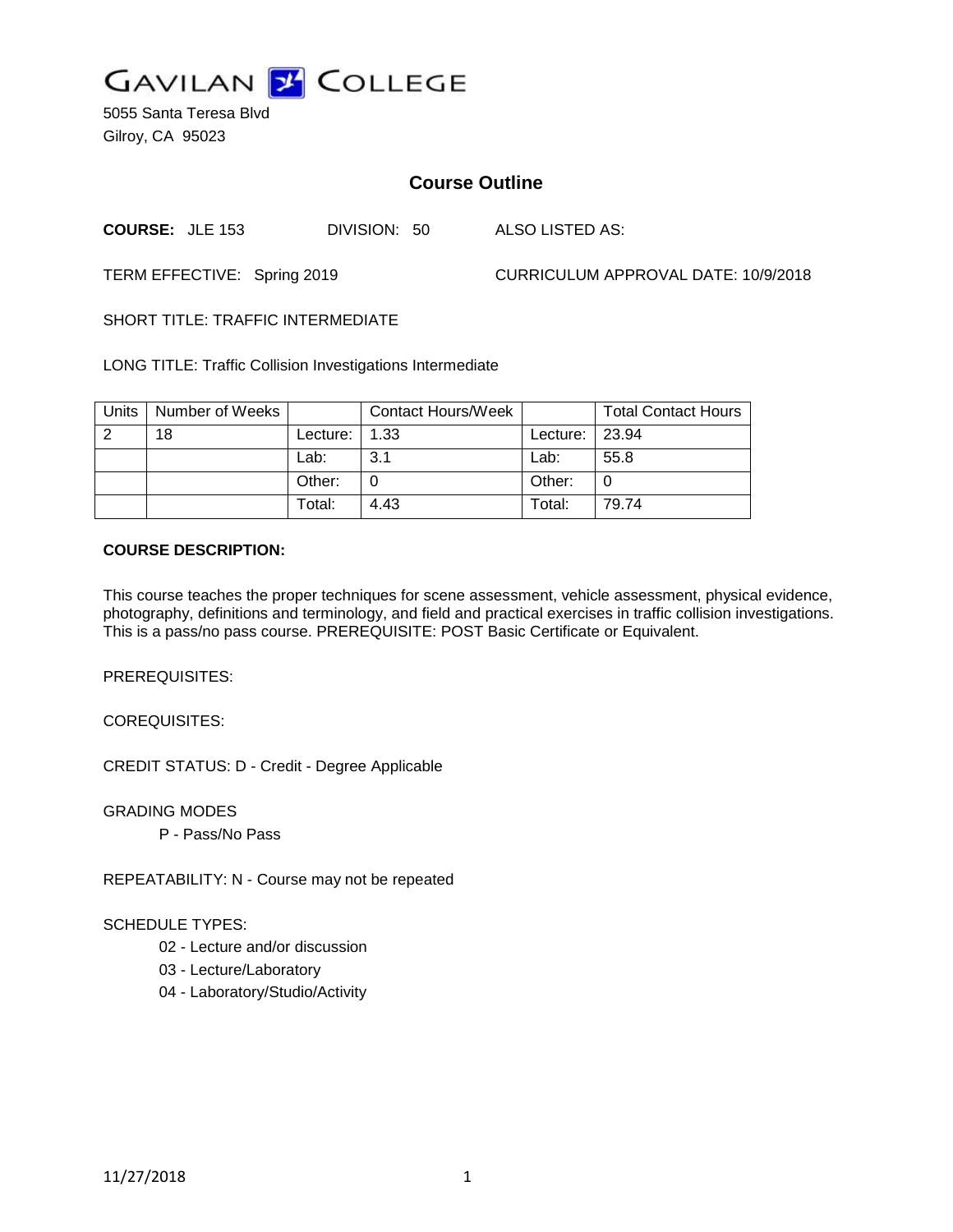# GAVILAN COLLEGE

5055 Santa Teresa Blvd
Gilroy, CA 95023

## Course Outline

**COURSE:** JLE 153 DIVISION: 50 ALSO LISTED AS:

TERM EFFECTIVE: Spring 2019 CURRICULUM APPROVAL DATE: 10/9/2018

SHORT TITLE: TRAFFIC INTERMEDIATE

LONG TITLE: Traffic Collision Investigations Intermediate

| Units | Number of Weeks | | Contact Hours/Week | | Total Contact Hours |
|---|---|---|---|---|---|
| 2 | 18 | Lecture: | 1.33 | Lecture: | 23.94 |
| | | Lab: | 3.1 | Lab: | 55.8 |
| | | Other: | 0 | Other: | 0 |
| | | Total: | 4.43 | Total: | 79.74 |

**COURSE DESCRIPTION:**

This course teaches the proper techniques for scene assessment, vehicle assessment, physical evidence, photography, definitions and terminology, and field and practical exercises in traffic collision investigations. This is a pass/no pass course. PREREQUISITE: POST Basic Certificate or Equivalent.

PREREQUISITES:

COREQUISITES:

CREDIT STATUS: D - Credit - Degree Applicable

GRADING MODES

P - Pass/No Pass

REPEATABILITY: N - Course may not be repeated

SCHEDULE TYPES:

02 - Lecture and/or discussion

03 - Lecture/Laboratory

04 - Laboratory/Studio/Activity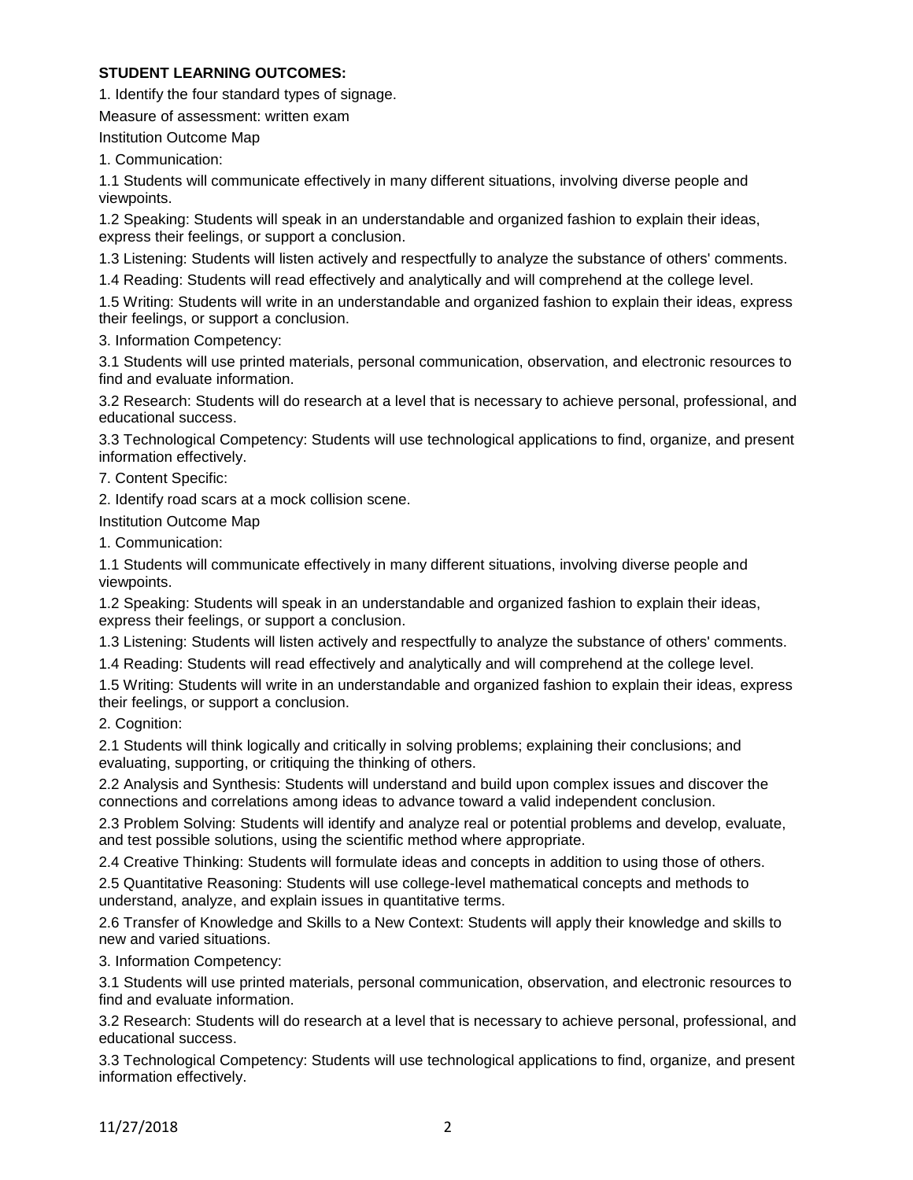**STUDENT LEARNING OUTCOMES:**

1. Identify the four standard types of signage.

Measure of assessment: written exam

Institution Outcome Map

1. Communication:

1.1 Students will communicate effectively in many different situations, involving diverse people and viewpoints.

1.2 Speaking: Students will speak in an understandable and organized fashion to explain their ideas, express their feelings, or support a conclusion.

1.3 Listening: Students will listen actively and respectfully to analyze the substance of others' comments.

1.4 Reading: Students will read effectively and analytically and will comprehend at the college level.

1.5 Writing: Students will write in an understandable and organized fashion to explain their ideas, express their feelings, or support a conclusion.

3. Information Competency:

3.1 Students will use printed materials, personal communication, observation, and electronic resources to find and evaluate information.

3.2 Research: Students will do research at a level that is necessary to achieve personal, professional, and educational success.

3.3 Technological Competency: Students will use technological applications to find, organize, and present information effectively.

7. Content Specific:

2. Identify road scars at a mock collision scene.

Institution Outcome Map

1. Communication:

1.1 Students will communicate effectively in many different situations, involving diverse people and viewpoints.

1.2 Speaking: Students will speak in an understandable and organized fashion to explain their ideas, express their feelings, or support a conclusion.

1.3 Listening: Students will listen actively and respectfully to analyze the substance of others' comments.

1.4 Reading: Students will read effectively and analytically and will comprehend at the college level.

1.5 Writing: Students will write in an understandable and organized fashion to explain their ideas, express their feelings, or support a conclusion.

2. Cognition:

2.1 Students will think logically and critically in solving problems; explaining their conclusions; and evaluating, supporting, or critiquing the thinking of others.

2.2 Analysis and Synthesis: Students will understand and build upon complex issues and discover the connections and correlations among ideas to advance toward a valid independent conclusion.

2.3 Problem Solving: Students will identify and analyze real or potential problems and develop, evaluate, and test possible solutions, using the scientific method where appropriate.

2.4 Creative Thinking: Students will formulate ideas and concepts in addition to using those of others.

2.5 Quantitative Reasoning: Students will use college-level mathematical concepts and methods to understand, analyze, and explain issues in quantitative terms.

2.6 Transfer of Knowledge and Skills to a New Context: Students will apply their knowledge and skills to new and varied situations.

3. Information Competency:

3.1 Students will use printed materials, personal communication, observation, and electronic resources to find and evaluate information.

3.2 Research: Students will do research at a level that is necessary to achieve personal, professional, and educational success.

3.3 Technological Competency: Students will use technological applications to find, organize, and present information effectively.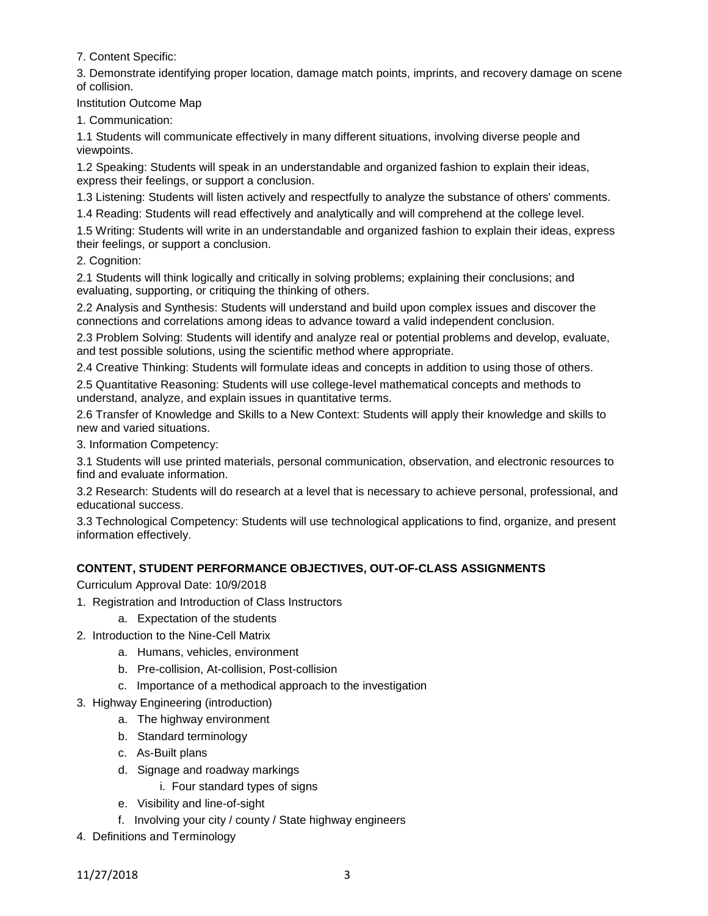7. Content Specific:

3. Demonstrate identifying proper location, damage match points, imprints, and recovery damage on scene of collision.

Institution Outcome Map

1. Communication:

1.1 Students will communicate effectively in many different situations, involving diverse people and viewpoints.

1.2 Speaking: Students will speak in an understandable and organized fashion to explain their ideas, express their feelings, or support a conclusion.

1.3 Listening: Students will listen actively and respectfully to analyze the substance of others' comments.

1.4 Reading: Students will read effectively and analytically and will comprehend at the college level.

1.5 Writing: Students will write in an understandable and organized fashion to explain their ideas, express their feelings, or support a conclusion.

2. Cognition:

2.1 Students will think logically and critically in solving problems; explaining their conclusions; and evaluating, supporting, or critiquing the thinking of others.

2.2 Analysis and Synthesis: Students will understand and build upon complex issues and discover the connections and correlations among ideas to advance toward a valid independent conclusion.

2.3 Problem Solving: Students will identify and analyze real or potential problems and develop, evaluate, and test possible solutions, using the scientific method where appropriate.

2.4 Creative Thinking: Students will formulate ideas and concepts in addition to using those of others.

2.5 Quantitative Reasoning: Students will use college-level mathematical concepts and methods to understand, analyze, and explain issues in quantitative terms.

2.6 Transfer of Knowledge and Skills to a New Context: Students will apply their knowledge and skills to new and varied situations.

3. Information Competency:

3.1 Students will use printed materials, personal communication, observation, and electronic resources to find and evaluate information.

3.2 Research: Students will do research at a level that is necessary to achieve personal, professional, and educational success.

3.3 Technological Competency: Students will use technological applications to find, organize, and present information effectively.

## CONTENT, STUDENT PERFORMANCE OBJECTIVES, OUT-OF-CLASS ASSIGNMENTS

Curriculum Approval Date: 10/9/2018

1. Registration and Introduction of Class Instructors
    a. Expectation of the students
2. Introduction to the Nine-Cell Matrix
    a. Humans, vehicles, environment
    b. Pre-collision, At-collision, Post-collision
    c. Importance of a methodical approach to the investigation
3. Highway Engineering (introduction)
    a. The highway environment
    b. Standard terminology
    c. As-Built plans
    d. Signage and roadway markings
        i. Four standard types of signs
    e. Visibility and line-of-sight
    f. Involving your city / county / State highway engineers
4. Definitions and Terminology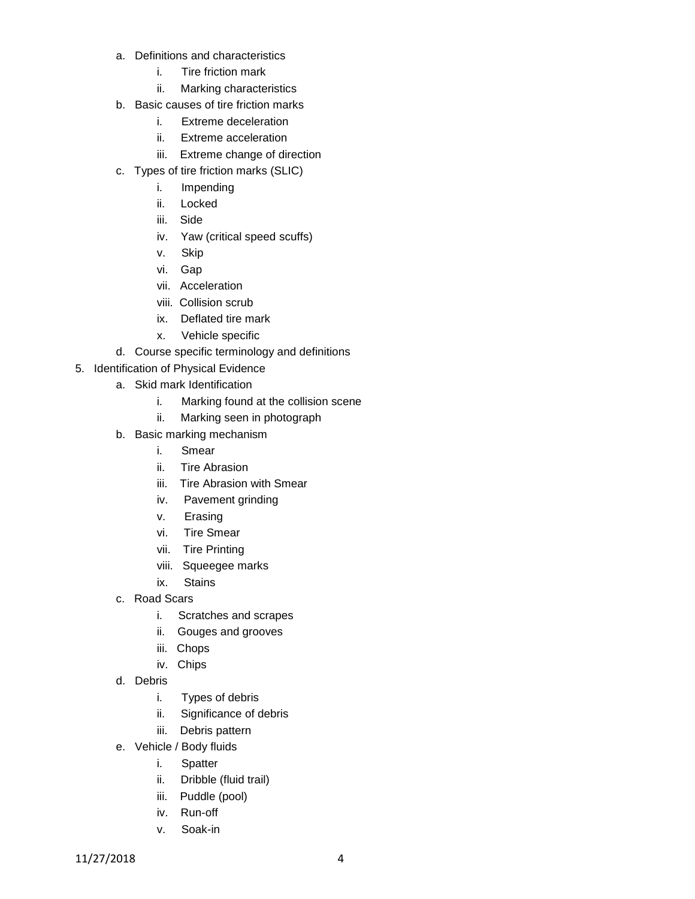a. Definitions and characteristics
    i. Tire friction mark
    ii. Marking characteristics
b. Basic causes of tire friction marks
    i. Extreme deceleration
    ii. Extreme acceleration
    iii. Extreme change of direction
c. Types of tire friction marks (SLIC)
    i. Impending
    ii. Locked
    iii. Side
    iv. Yaw (critical speed scuffs)
    v. Skip
    vi. Gap
    vii. Acceleration
    viii. Collision scrub
    ix. Deflated tire mark
    x. Vehicle specific
d. Course specific terminology and definitions

5. Identification of Physical Evidence
    a. Skid mark Identification
        i. Marking found at the collision scene
        ii. Marking seen in photograph
    b. Basic marking mechanism
        i. Smear
        ii. Tire Abrasion
        iii. Tire Abrasion with Smear
        iv. Pavement grinding
        v. Erasing
        vi. Tire Smear
        vii. Tire Printing
        viii. Squeegee marks
        ix. Stains
    c. Road Scars
        i. Scratches and scrapes
        ii. Gouges and grooves
        iii. Chops
        iv. Chips
    d. Debris
        i. Types of debris
        ii. Significance of debris
        iii. Debris pattern
    e. Vehicle / Body fluids
        i. Spatter
        ii. Dribble (fluid trail)
        iii. Puddle (pool)
        iv. Run-off
        v. Soak-in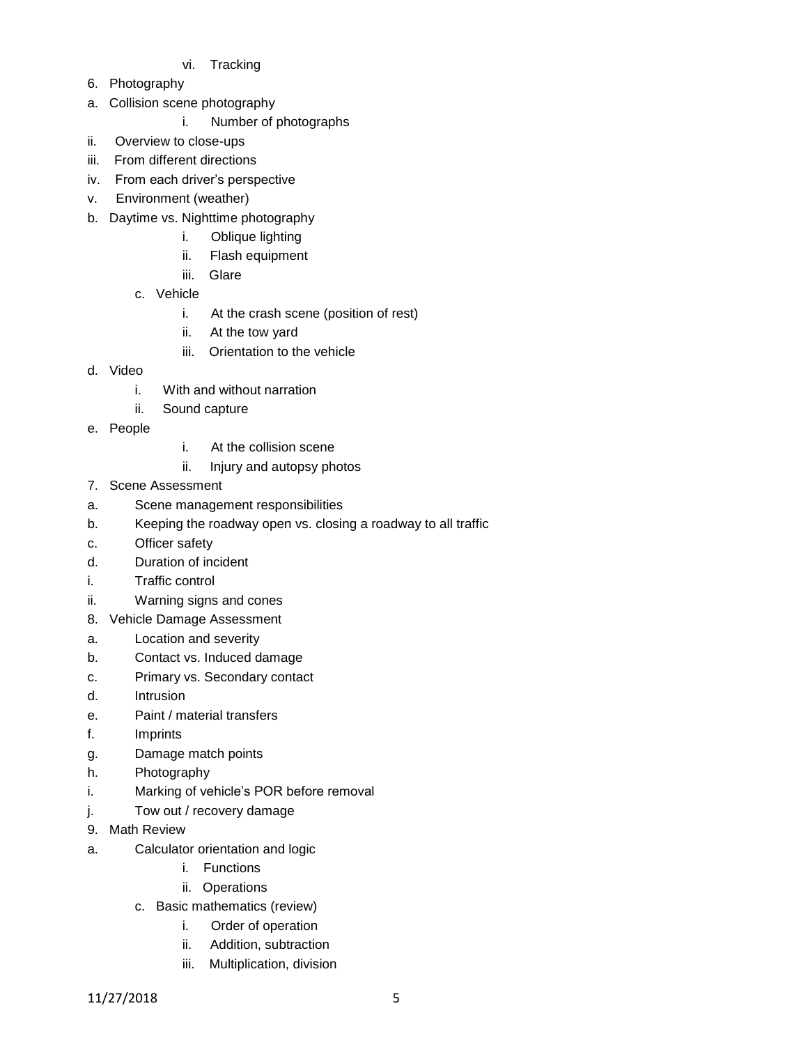- vi. Tracking

6. Photography
   a. Collision scene photography
      i. Number of photographs
      ii. Overview to close-ups
      iii. From different directions
      iv. From each driver's perspective
      v. Environment (weather)
   b. Daytime vs. Nighttime photography
      i. Oblique lighting
      ii. Flash equipment
      iii. Glare
   c. Vehicle
      i. At the crash scene (position of rest)
      ii. At the tow yard
      iii. Orientation to the vehicle
   d. Video
      i. With and without narration
      ii. Sound capture
   e. People
      i. At the collision scene
      ii. Injury and autopsy photos
7. Scene Assessment
   a. Scene management responsibilities
   b. Keeping the roadway open vs. closing a roadway to all traffic
   c. Officer safety
   d. Duration of incident
      i. Traffic control
      ii. Warning signs and cones
8. Vehicle Damage Assessment
   a. Location and severity
   b. Contact vs. Induced damage
   c. Primary vs. Secondary contact
   d. Intrusion
   e. Paint / material transfers
   f. Imprints
   g. Damage match points
   h. Photography
   i. Marking of vehicle's POR before removal
   j. Tow out / recovery damage
9. Math Review
   a. Calculator orientation and logic
      i. Functions
      ii. Operations
   c. Basic mathematics (review)
      i. Order of operation
      ii. Addition, subtraction
      iii. Multiplication, division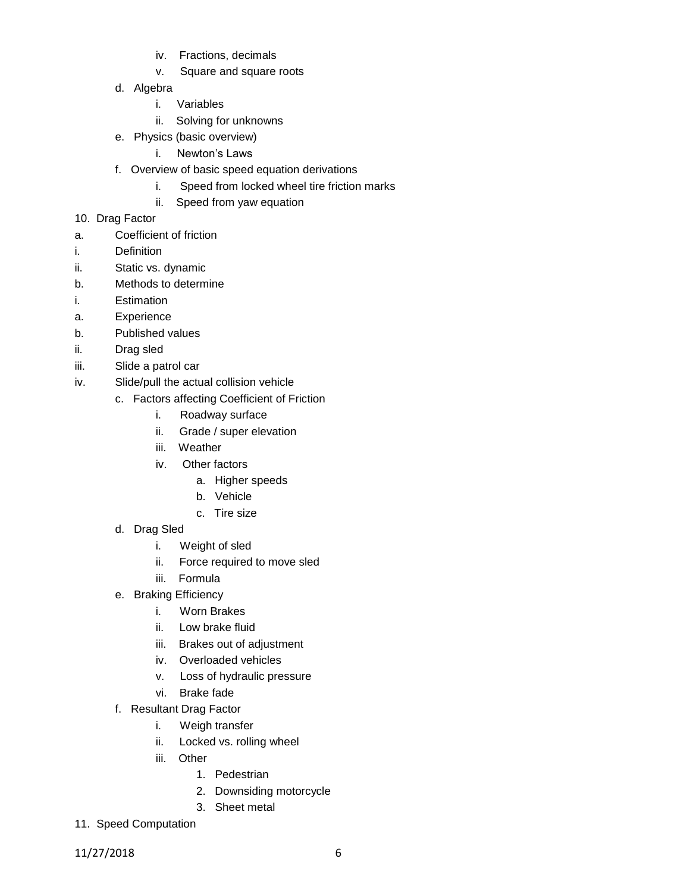iv. Fractions, decimals
v. Square and square roots

d. Algebra
   i. Variables
   ii. Solving for unknowns

e. Physics (basic overview)
   i. Newton's Laws

f. Overview of basic speed equation derivations
   i. Speed from locked wheel tire friction marks
   ii. Speed from yaw equation

10. Drag Factor

a. Coefficient of friction
i. Definition
ii. Static vs. dynamic
b. Methods to determine
i. Estimation
a. Experience
b. Published values
ii. Drag sled
iii. Slide a patrol car
iv. Slide/pull the actual collision vehicle

c. Factors affecting Coefficient of Friction
   i. Roadway surface
   ii. Grade / super elevation
   iii. Weather
   iv. Other factors
      a. Higher speeds
      b. Vehicle
      c. Tire size

d. Drag Sled
   i. Weight of sled
   ii. Force required to move sled
   iii. Formula

e. Braking Efficiency
   i. Worn Brakes
   ii. Low brake fluid
   iii. Brakes out of adjustment
   iv. Overloaded vehicles
   v. Loss of hydraulic pressure
   vi. Brake fade

f. Resultant Drag Factor
   i. Weigh transfer
   ii. Locked vs. rolling wheel
   iii. Other
      1. Pedestrian
      2. Downsiding motorcycle
      3. Sheet metal

11. Speed Computation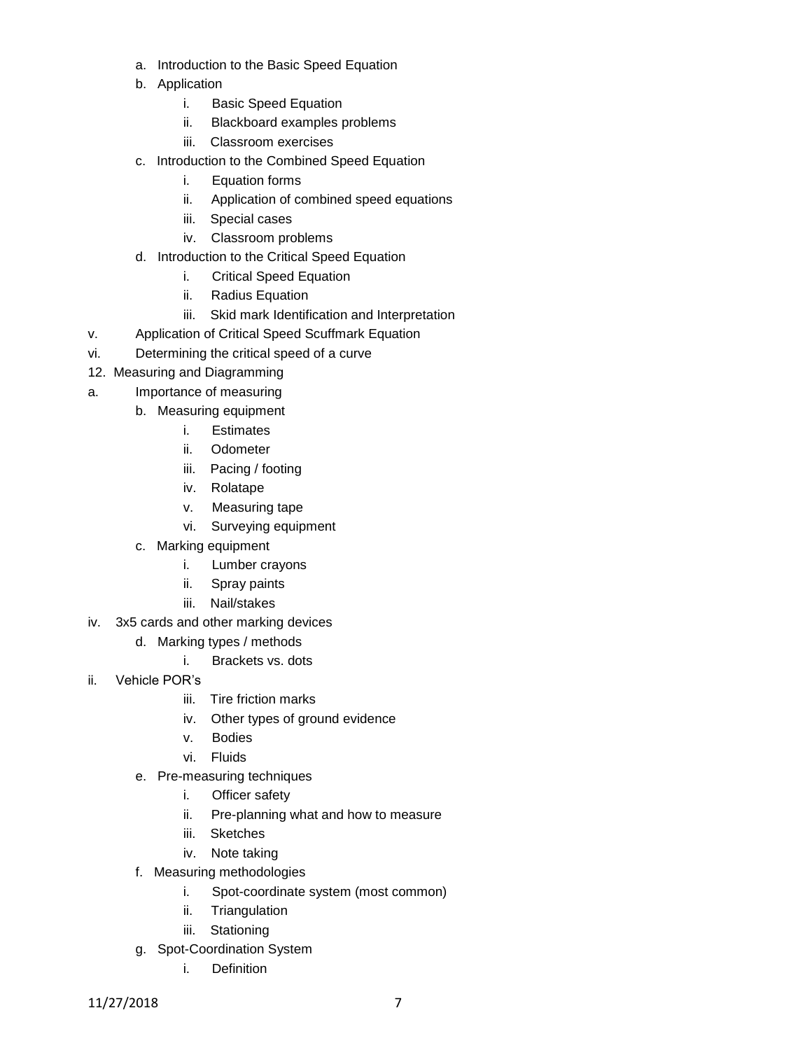- a. Introduction to the Basic Speed Equation
- b. Application
    - i. Basic Speed Equation
    - ii. Blackboard examples problems
    - iii. Classroom exercises
- c. Introduction to the Combined Speed Equation
    - i. Equation forms
    - ii. Application of combined speed equations
    - iii. Special cases
    - iv. Classroom problems
- d. Introduction to the Critical Speed Equation
    - i. Critical Speed Equation
    - ii. Radius Equation
    - iii. Skid mark Identification and Interpretation

v. Application of Critical Speed Scuffmark Equation

vi. Determining the critical speed of a curve

12. Measuring and Diagramming

a. Importance of measuring

- b. Measuring equipment
    - i. Estimates
    - ii. Odometer
    - iii. Pacing / footing
    - iv. Rolatape
    - v. Measuring tape
    - vi. Surveying equipment
- c. Marking equipment
    - i. Lumber crayons
    - ii. Spray paints
    - iii. Nail/stakes

iv. 3x5 cards and other marking devices

- d. Marking types / methods
    - i. Brackets vs. dots

ii. Vehicle POR's

- iii. Tire friction marks
- iv. Other types of ground evidence
- v. Bodies
- vi. Fluids

- e. Pre-measuring techniques
    - i. Officer safety
    - ii. Pre-planning what and how to measure
    - iii. Sketches
    - iv. Note taking
- f. Measuring methodologies
    - i. Spot-coordinate system (most common)
    - ii. Triangulation
    - iii. Stationing
- g. Spot-Coordination System
    - i. Definition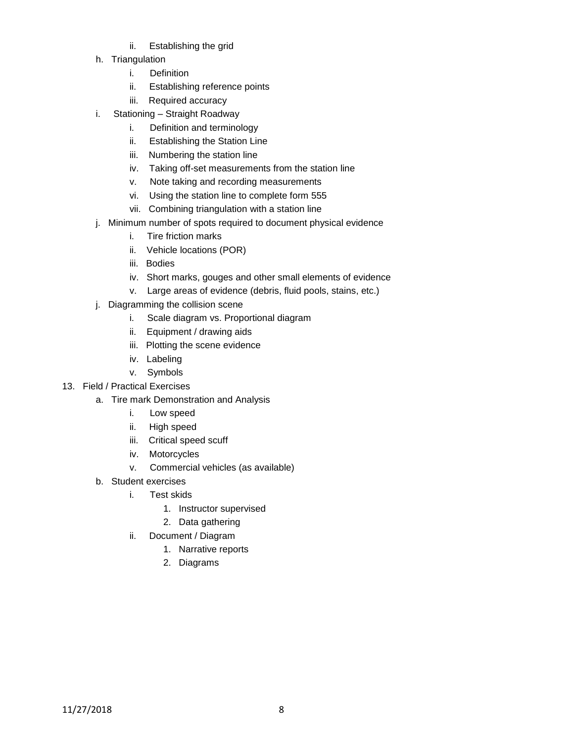ii. Establishing the grid

h. Triangulation
   i. Definition
   ii. Establishing reference points
   iii. Required accuracy

i. Stationing – Straight Roadway
   i. Definition and terminology
   ii. Establishing the Station Line
   iii. Numbering the station line
   iv. Taking off-set measurements from the station line
   v. Note taking and recording measurements
   vi. Using the station line to complete form 555
   vii. Combining triangulation with a station line

j. Minimum number of spots required to document physical evidence
   i. Tire friction marks
   ii. Vehicle locations (POR)
   iii. Bodies
   iv. Short marks, gouges and other small elements of evidence
   v. Large areas of evidence (debris, fluid pools, stains, etc.)

j. Diagramming the collision scene
   i. Scale diagram vs. Proportional diagram
   ii. Equipment / drawing aids
   iii. Plotting the scene evidence
   iv. Labeling
   v. Symbols

13. Field / Practical Exercises

   a. Tire mark Demonstration and Analysis
      i. Low speed
      ii. High speed
      iii. Critical speed scuff
      iv. Motorcycles
      v. Commercial vehicles (as available)

   b. Student exercises
      i. Test skids
         1. Instructor supervised
         2. Data gathering
      ii. Document / Diagram
         1. Narrative reports
         2. Diagrams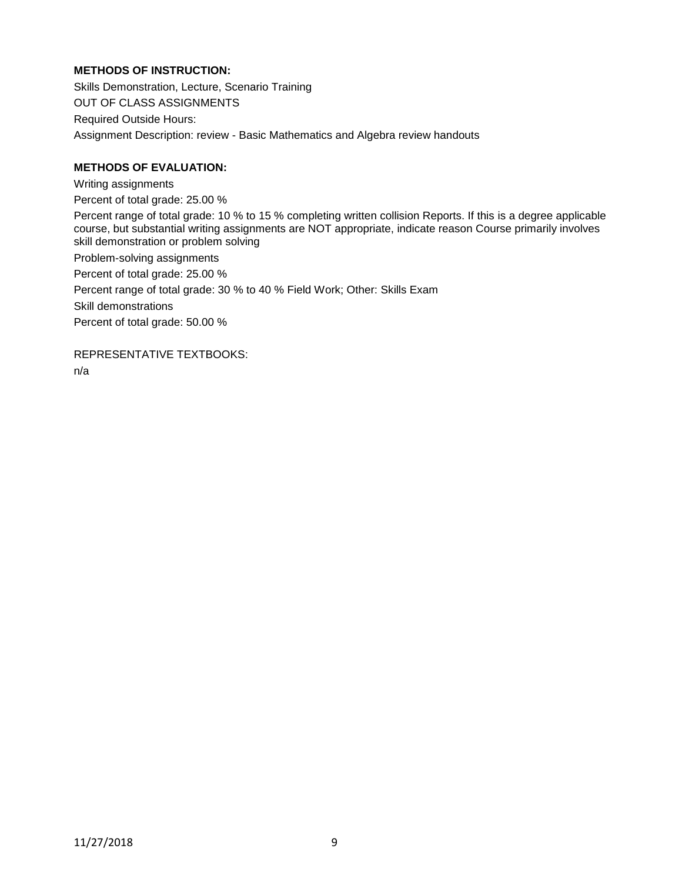**METHODS OF INSTRUCTION:**

Skills Demonstration, Lecture, Scenario Training

OUT OF CLASS ASSIGNMENTS

Required Outside Hours:

Assignment Description: review - Basic Mathematics and Algebra review handouts

**METHODS OF EVALUATION:**

Writing assignments

Percent of total grade: 25.00 %

Percent range of total grade: 10 % to 15 % completing written collision Reports. If this is a degree applicable course, but substantial writing assignments are NOT appropriate, indicate reason Course primarily involves skill demonstration or problem solving

Problem-solving assignments

Percent of total grade: 25.00 %

Percent range of total grade: 30 % to 40 % Field Work; Other: Skills Exam

Skill demonstrations

Percent of total grade: 50.00 %

REPRESENTATIVE TEXTBOOKS:

n/a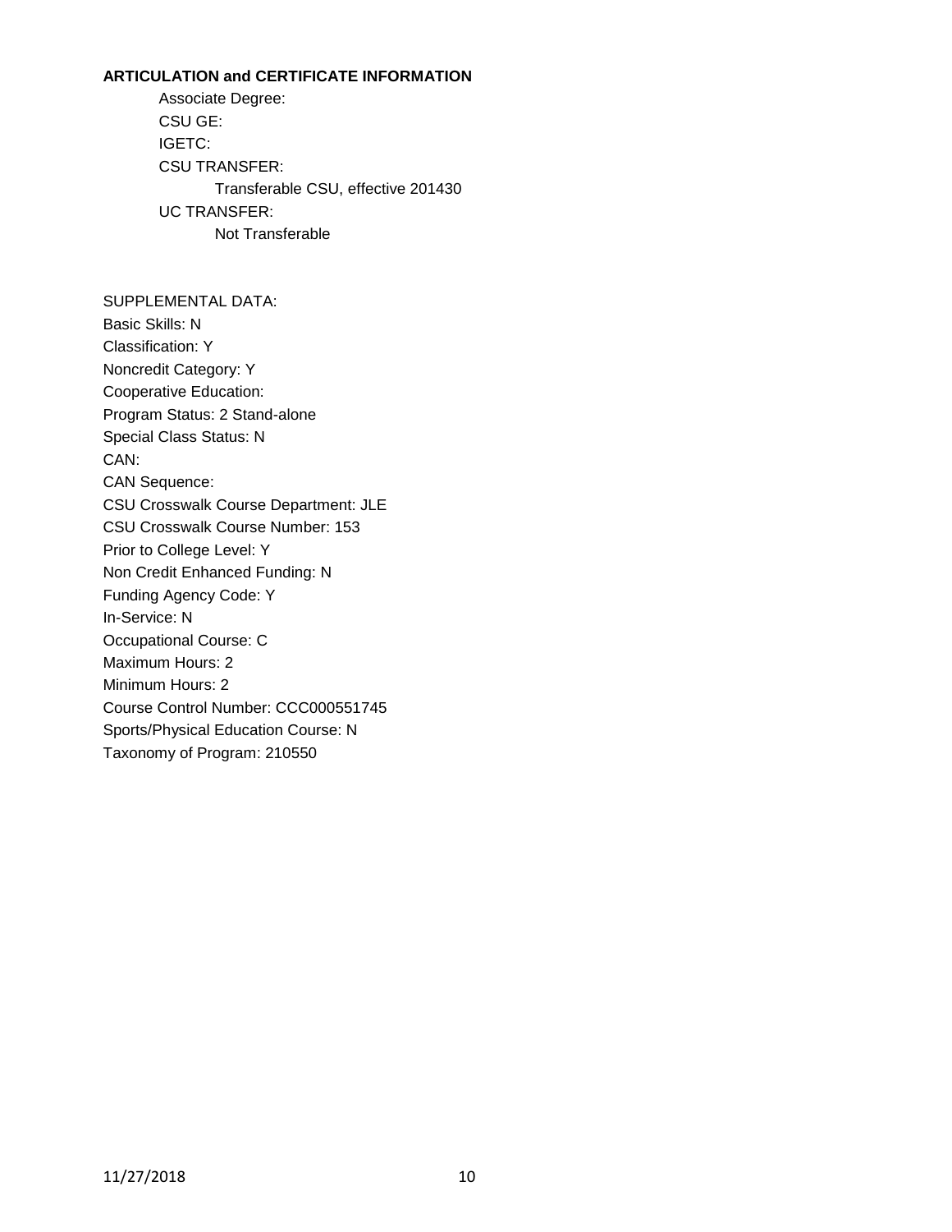**ARTICULATION and CERTIFICATE INFORMATION**

Associate Degree:

CSU GE:

IGETC:

CSU TRANSFER:

Transferable CSU, effective 201430

UC TRANSFER:

Not Transferable

SUPPLEMENTAL DATA:

Basic Skills: N

Classification: Y

Noncredit Category: Y

Cooperative Education:

Program Status: 2 Stand-alone

Special Class Status: N

CAN:

CAN Sequence:

CSU Crosswalk Course Department: JLE

CSU Crosswalk Course Number: 153

Prior to College Level: Y

Non Credit Enhanced Funding: N

Funding Agency Code: Y

In-Service: N

Occupational Course: C

Maximum Hours: 2

Minimum Hours: 2

Course Control Number: CCC000551745

Sports/Physical Education Course: N

Taxonomy of Program: 210550